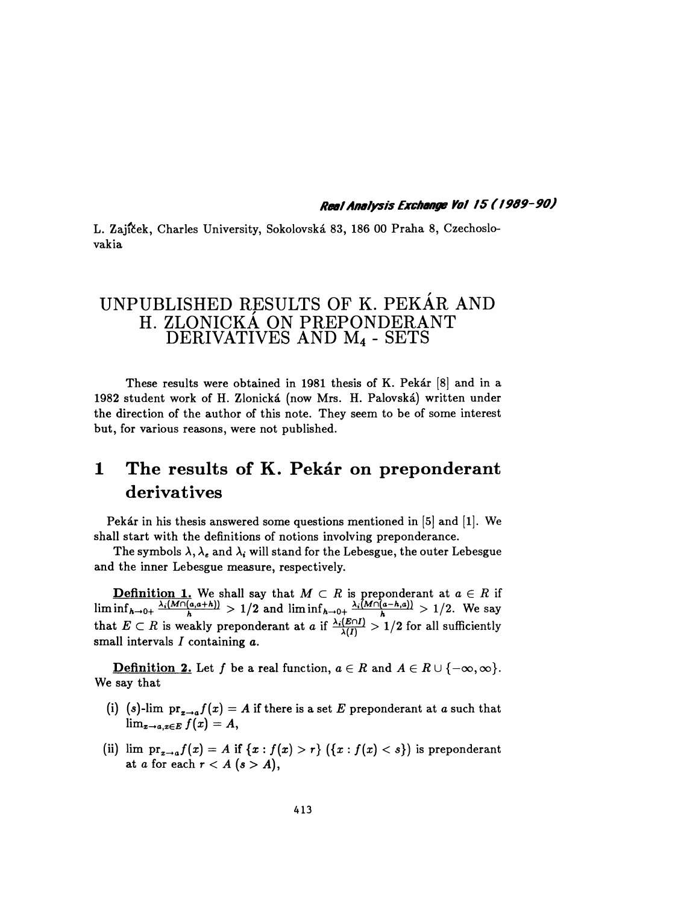L. Zajíček, Charles University, Sokolovská 83, 186 00 Praha 8, Czechoslovakia

# UNPUBLISHED RESULTS OF K. PEKÁR AND H. ZLONICKÁ ON PREPONDERANT DERIVATIVES AND $M_4$ - SETS

These results were obtained in 1981 thesis of K. Pekár [8] and in a 1982 student work of H. Zlonická (now Mrs. H. Palovská) written under the direction of the author of this note. They seem to be of some interest but, for various reasons, were not published.

## 1 The results of K. Pekár on preponderant derivatives

Pekár in his thesis answered some questions mentioned in [5] and [1]. We shall start with the definitions of notions involving preponderance.

The symbols $\lambda, \lambda_e$ and $\lambda_i$ will stand for the Lebesgue, the outer Lebesgue and the inner Lebesgue measure, respectively.

**Definition 1.** We shall say that $M \subset R$ is preponderant at $a \in R$ if $\liminf_{h \to 0+} \frac{\lambda_i(M \cap (a, a+h))}{h} > 1/2$ and $\liminf_{h \to 0+} \frac{\lambda_i(M \cap (a-h, a))}{h} > 1/2$. We say that $E \subset R$ is weakly preponderant at $a$ if $\frac{\lambda_i(E \cap I)}{\lambda(I)} > 1/2$ for all sufficiently small intervals $I$ containing $a$.

**Definition 2.** Let $f$ be a real function, $a \in R$ and $A \in R \cup \{-\infty, \infty\}$. We say that

(i) $(s)$-lim $\text{pr}_{x \to a} f(x) = A$ if there is a set $E$ preponderant at $a$ such that $\lim_{x \to a, x \in E} f(x) = A$,

(ii) lim $\text{pr}_{x \to a} f(x) = A$ if $\{x : f(x) > r\}$ ($\{x : f(x) < s\}$) is preponderant at $a$ for each $r < A$ ($s > A$),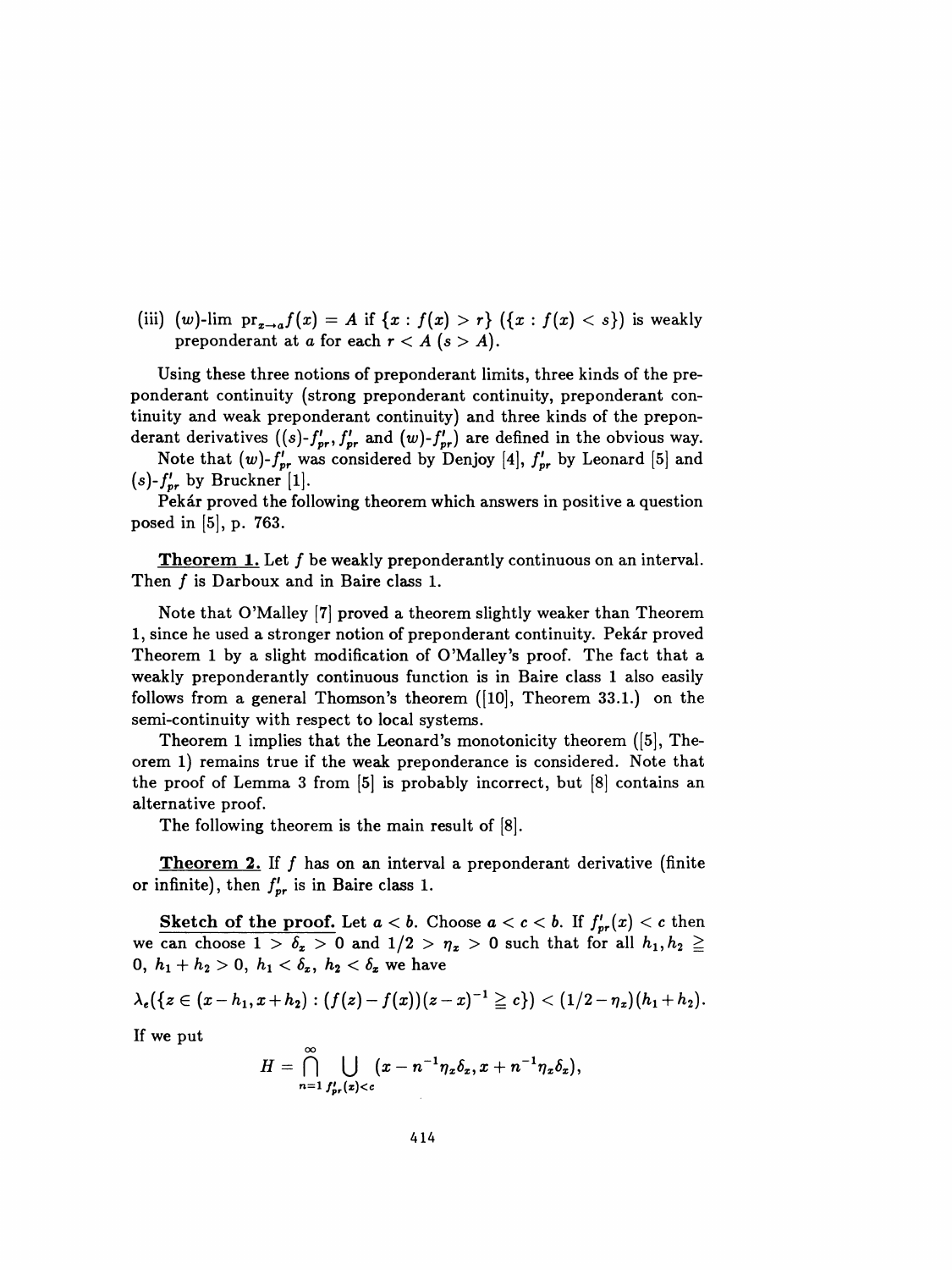(iii) $(w)$-$\lim \operatorname{pr}_{x\to a} f(x) = A$ if $\{x : f(x) > r\}$ ($\{x : f(x) < s\}$) is weakly preponderant at $a$ for each $r < A$ ($s > A$).

Using these three notions of preponderant limits, three kinds of the preponderant continuity (strong preponderant continuity, preponderant continuity and weak preponderant continuity) and three kinds of the preponderant derivatives ($(s)$-$f'_{pr}$, $f'_{pr}$ and $(w)$-$f'_{pr}$) are defined in the obvious way.

Note that $(w)$-$f'_{pr}$ was considered by Denjoy [4], $f'_{pr}$ by Leonard [5] and $(s)$-$f'_{pr}$ by Bruckner [1].

Pekár proved the following theorem which answers in positive a question posed in [5], p. 763.

**Theorem 1.** Let $f$ be weakly preponderantly continuous on an interval. Then $f$ is Darboux and in Baire class 1.

Note that O'Malley [7] proved a theorem slightly weaker than Theorem 1, since he used a stronger notion of preponderant continuity. Pekár proved Theorem 1 by a slight modification of O'Malley's proof. The fact that a weakly preponderantly continuous function is in Baire class 1 also easily follows from a general Thomson's theorem ([10], Theorem 33.1.) on the semi-continuity with respect to local systems.

Theorem 1 implies that the Leonard's monotonicity theorem ([5], Theorem 1) remains true if the weak preponderance is considered. Note that the proof of Lemma 3 from [5] is probably incorrect, but [8] contains an alternative proof.

The following theorem is the main result of [8].

**Theorem 2.** If $f$ has on an interval a preponderant derivative (finite or infinite), then $f'_{pr}$ is in Baire class 1.

**Sketch of the proof.** Let $a < b$. Choose $a < c < b$. If $f'_{pr}(x) < c$ then we can choose $1 > \delta_x > 0$ and $1/2 > \eta_x > 0$ such that for all $h_1, h_2 \geqq 0$, $h_1 + h_2 > 0$, $h_1 < \delta_x$, $h_2 < \delta_x$ we have

$$\lambda_e(\{z \in (x - h_1, x + h_2) : (f(z) - f(x))(z - x)^{-1} \geqq c\}) < (1/2 - \eta_x)(h_1 + h_2).$$

If we put

$$H = \bigcap_{n=1}^{\infty} \bigcup_{f'_{pr}(x) < c} (x - n^{-1}\eta_x\delta_x, x + n^{-1}\eta_x\delta_x),$$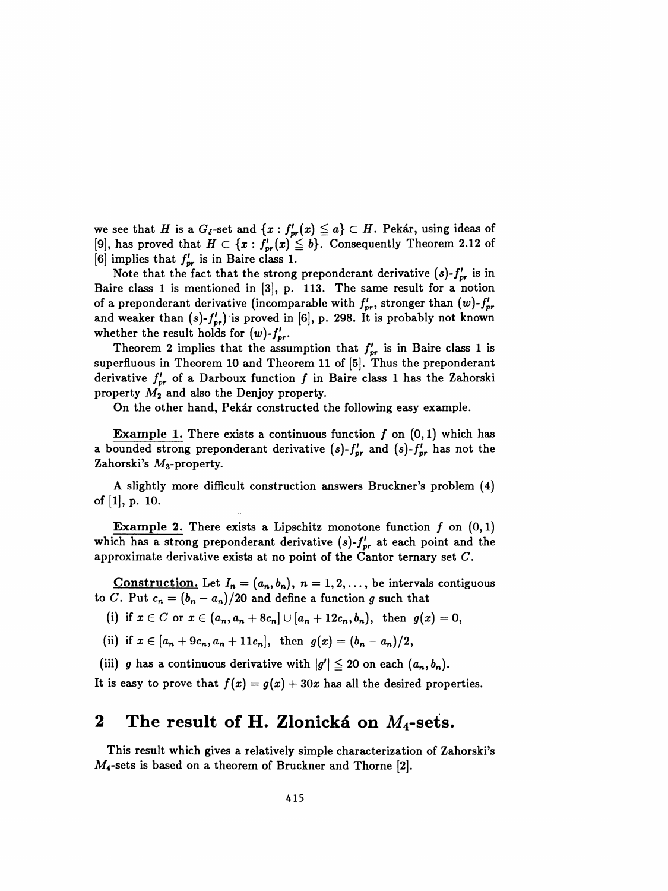we see that $H$ is a $G_\delta$-set and $\{x : f'_{pr}(x) \leqq a\} \subset H$. Pekár, using ideas of [9], has proved that $H \subset \{x : f'_{pr}(x) \leqq b\}$. Consequently Theorem 2.12 of [6] implies that $f'_{pr}$ is in Baire class 1.

Note that the fact that the strong preponderant derivative $(s)$-$f'_{pr}$ is in Baire class 1 is mentioned in [3], p. 113. The same result for a notion of a preponderant derivative (incomparable with $f'_{pr}$, stronger than $(w)$-$f'_{pr}$ and weaker than $(s)$-$f'_{pr}$) is proved in [6], p. 298. It is probably not known whether the result holds for $(w)$-$f'_{pr}$.

Theorem 2 implies that the assumption that $f'_{pr}$ is in Baire class 1 is superfluous in Theorem 10 and Theorem 11 of [5]. Thus the preponderant derivative $f'_{pr}$ of a Darboux function $f$ in Baire class 1 has the Zahorski property $M_2$ and also the Denjoy property.

On the other hand, Pekár constructed the following easy example.

**Example 1.** There exists a continuous function $f$ on $(0,1)$ which has a bounded strong preponderant derivative $(s)$-$f'_{pr}$ and $(s)$-$f'_{pr}$ has not the Zahorski's $M_3$-property.

A slightly more difficult construction answers Bruckner's problem (4) of [1], p. 10.

**Example 2.** There exists a Lipschitz monotone function $f$ on $(0,1)$ which has a strong preponderant derivative $(s)$-$f'_{pr}$ at each point and the approximate derivative exists at no point of the Cantor ternary set $C$.

**Construction.** Let $I_n = (a_n, b_n)$, $n = 1, 2, \ldots$, be intervals contiguous to $C$. Put $c_n = (b_n - a_n)/20$ and define a function $g$ such that

(i) if $x \in C$ or $x \in (a_n, a_n + 8c_n] \cup [a_n + 12c_n, b_n)$, then $g(x) = 0$,

(ii) if $x \in [a_n + 9c_n, a_n + 11c_n]$, then $g(x) = (b_n - a_n)/2$,

(iii) $g$ has a continuous derivative with $|g'| \leqq 20$ on each $(a_n, b_n)$.

It is easy to prove that $f(x) = g(x) + 30x$ has all the desired properties.

## 2 The result of H. Zlonická on $M_4$-sets.

This result which gives a relatively simple characterization of Zahorski's $M_4$-sets is based on a theorem of Bruckner and Thorne [2].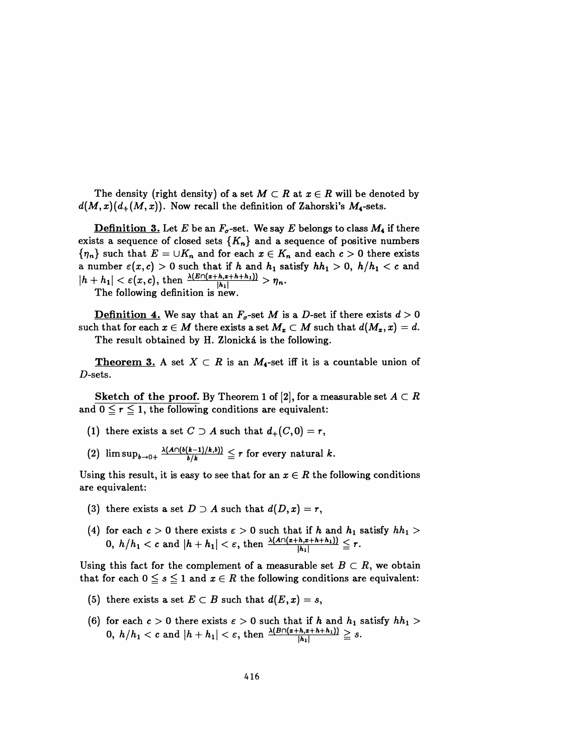The density (right density) of a set $M \subset R$ at $x \in R$ will be denoted by $d(M,x)(d_+(M,x))$. Now recall the definition of Zahorski's $M_4$-sets.

**Definition 3.** Let $E$ be an $F_\sigma$-set. We say $E$ belongs to class $M_4$ if there exists a sequence of closed sets $\{K_n\}$ and a sequence of positive numbers $\{\eta_n\}$ such that $E = \cup K_n$ and for each $x \in K_n$ and each $c > 0$ there exists a number $\varepsilon(x,c) > 0$ such that if $h$ and $h_1$ satisfy $hh_1 > 0$, $h/h_1 < c$ and $|h + h_1| < \varepsilon(x,c)$, then $\frac{\lambda(E \cap (x+h, x+h+h_1))}{|h_1|} > \eta_n$.

The following definition is new.

**Definition 4.** We say that an $F_\sigma$-set $M$ is a $D$-set if there exists $d > 0$ such that for each $x \in M$ there exists a set $M_x \subset M$ such that $d(M_x, x) = d$.

The result obtained by H. Zlonická is the following.

**Theorem 3.** A set $X \subset R$ is an $M_4$-set iff it is a countable union of $D$-sets.

**Sketch of the proof.** By Theorem 1 of [2], for a measurable set $A \subset R$ and $0 \leqq r \leqq 1$, the following conditions are equivalent:

(1) there exists a set $C \supset A$ such that $d_+(C, 0) = r$,

(2) $\limsup_{b \to 0+} \frac{\lambda(A \cap (b(k-1)/k, b))}{b/k} \leqq r$ for every natural $k$.

Using this result, it is easy to see that for an $x \in R$ the following conditions are equivalent:

(3) there exists a set $D \supset A$ such that $d(D, x) = r$,

(4) for each $c > 0$ there exists $\varepsilon > 0$ such that if $h$ and $h_1$ satisfy $hh_1 > 0$, $h/h_1 < c$ and $|h + h_1| < \varepsilon$, then $\frac{\lambda(A \cap (x+h, x+h+h_1))}{|h_1|} \leqq r$.

Using this fact for the complement of a measurable set $B \subset R$, we obtain that for each $0 \leqq s \leqq 1$ and $x \in R$ the following conditions are equivalent:

(5) there exists a set $E \subset B$ such that $d(E, x) = s$,

(6) for each $c > 0$ there exists $\varepsilon > 0$ such that if $h$ and $h_1$ satisfy $hh_1 > 0$, $h/h_1 < c$ and $|h + h_1| < \varepsilon$, then $\frac{\lambda(B \cap (x+h, x+h+h_1))}{|h_1|} \geqq s$.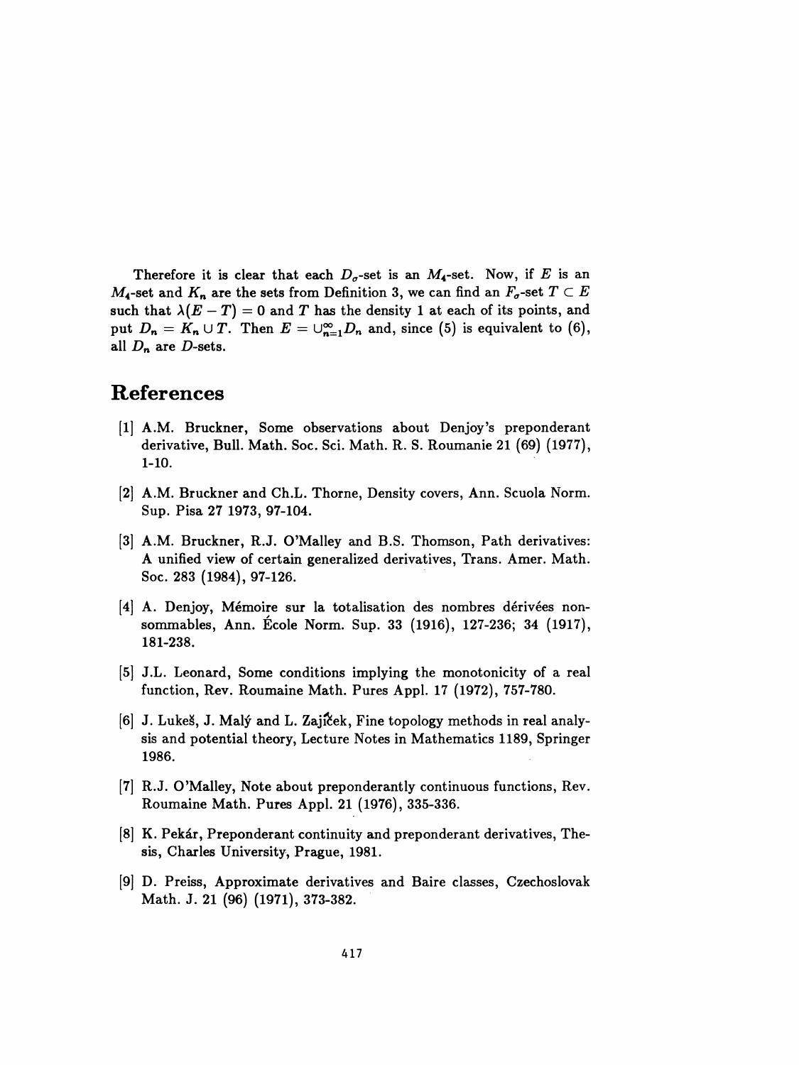Therefore it is clear that each $D_\sigma$-set is an $M_4$-set. Now, if $E$ is an $M_4$-set and $K_n$ are the sets from Definition 3, we can find an $F_\sigma$-set $T \subset E$ such that $\lambda(E - T) = 0$ and $T$ has the density 1 at each of its points, and put $D_n = K_n \cup T$. Then $E = \cup_{n=1}^{\infty} D_n$ and, since (5) is equivalent to (6), all $D_n$ are $D$-sets.

## References

[1] A.M. Bruckner, Some observations about Denjoy's preponderant derivative, Bull. Math. Soc. Sci. Math. R. S. Roumanie 21 (69) (1977), 1-10.

[2] A.M. Bruckner and Ch.L. Thorne, Density covers, Ann. Scuola Norm. Sup. Pisa 27 1973, 97-104.

[3] A.M. Bruckner, R.J. O'Malley and B.S. Thomson, Path derivatives: A unified view of certain generalized derivatives, Trans. Amer. Math. Soc. 283 (1984), 97-126.

[4] A. Denjoy, Mémoire sur la totalisation des nombres dérivées non-sommables, Ann. École Norm. Sup. 33 (1916), 127-236; 34 (1917), 181-238.

[5] J.L. Leonard, Some conditions implying the monotonicity of a real function, Rev. Roumaine Math. Pures Appl. 17 (1972), 757-780.

[6] J. Lukeš, J. Malý and L. Zajíček, Fine topology methods in real analysis and potential theory, Lecture Notes in Mathematics 1189, Springer 1986.

[7] R.J. O'Malley, Note about preponderantly continuous functions, Rev. Roumaine Math. Pures Appl. 21 (1976), 335-336.

[8] K. Pekár, Preponderant continuity and preponderant derivatives, Thesis, Charles University, Prague, 1981.

[9] D. Preiss, Approximate derivatives and Baire classes, Czechoslovak Math. J. 21 (96) (1971), 373-382.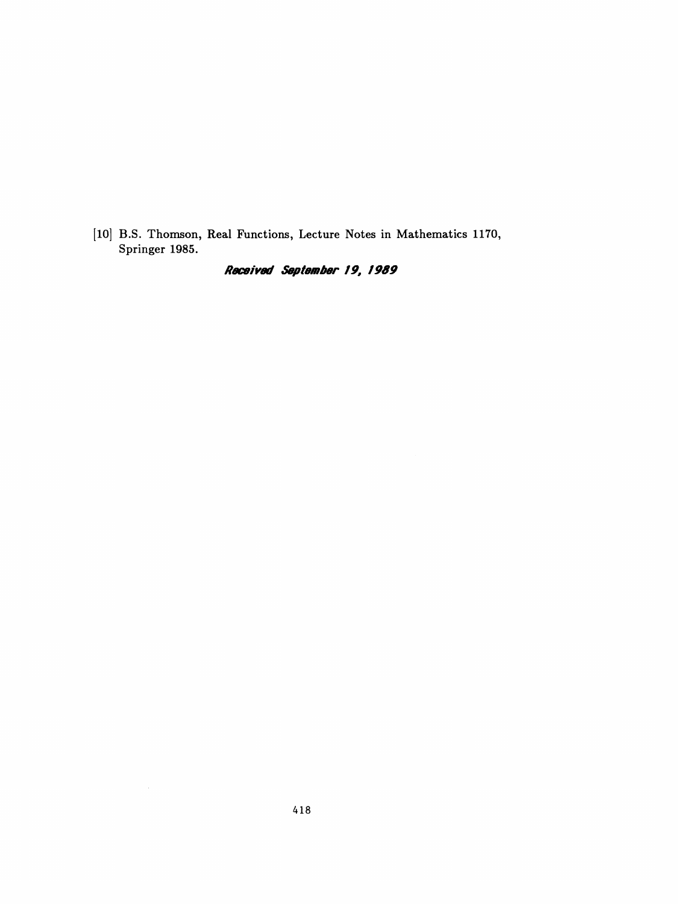[10] B.S. Thomson, Real Functions, Lecture Notes in Mathematics 1170, Springer 1985.

***Received September 19, 1989***